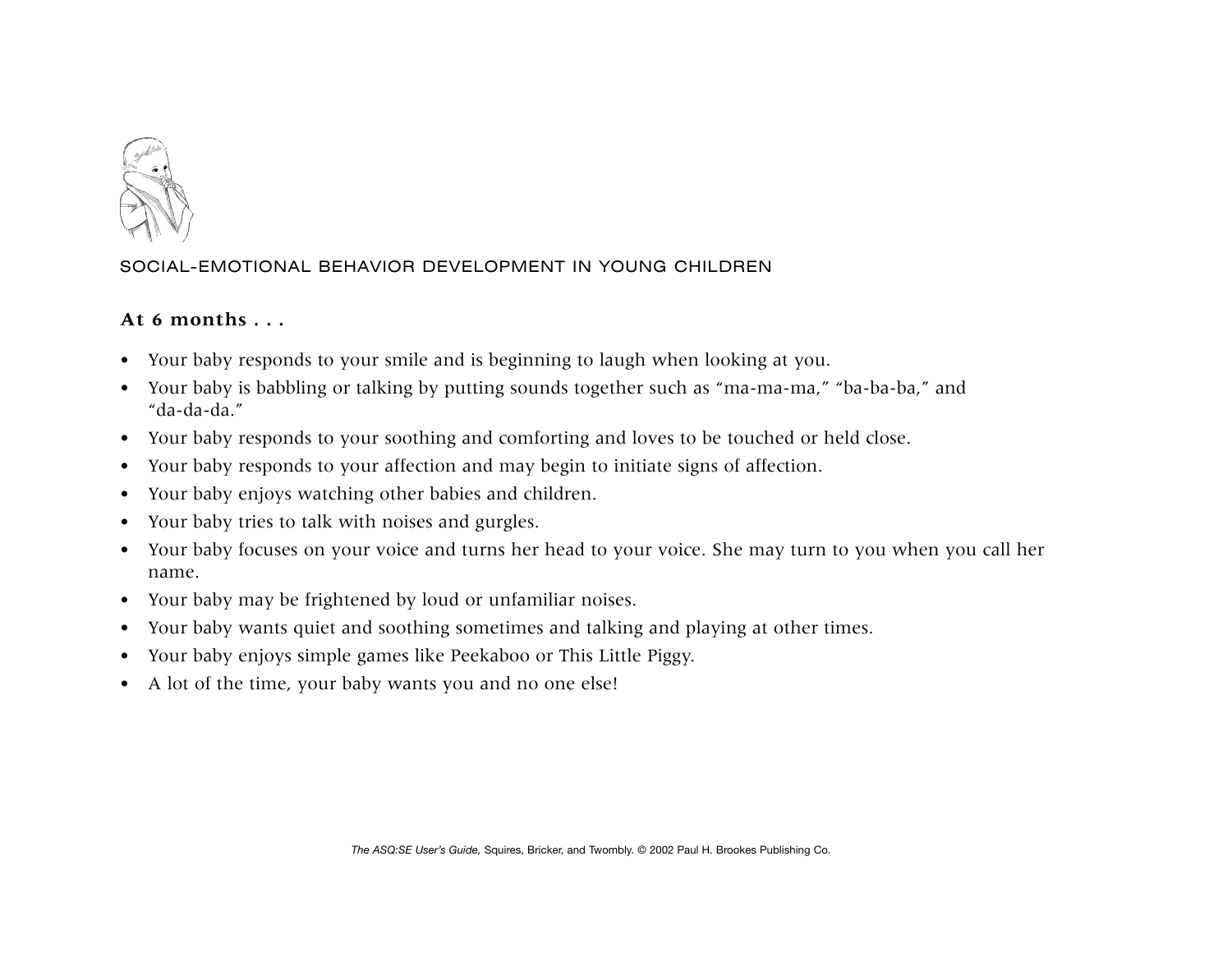## SOCIAL-EMOTIONAL BEHAVIOR DEVELOPMENT IN YOUNG CHILDREN

### At 6 months . . .

- Your baby responds to your smile and is beginning to laugh when looking at you.
- Your baby is babbling or talking by putting sounds together such as “ma-ma-ma,” “ba-ba-ba,” and “da-da-da.”
- Your baby responds to your soothing and comforting and loves to be touched or held close.
- Your baby responds to your affection and may begin to initiate signs of affection.
- Your baby enjoys watching other babies and children.
- Your baby tries to talk with noises and gurgles.
- Your baby focuses on your voice and turns her head to your voice. She may turn to you when you call her name.
- Your baby may be frightened by loud or unfamiliar noises.
- Your baby wants quiet and soothing sometimes and talking and playing at other times.
- Your baby enjoys simple games like Peekaboo or This Little Piggy.
- A lot of the time, your baby wants you and no one else!

*The ASQ:SE User’s Guide,* Squires, Bricker, and Twombly. © 2002 Paul H. Brookes Publishing Co.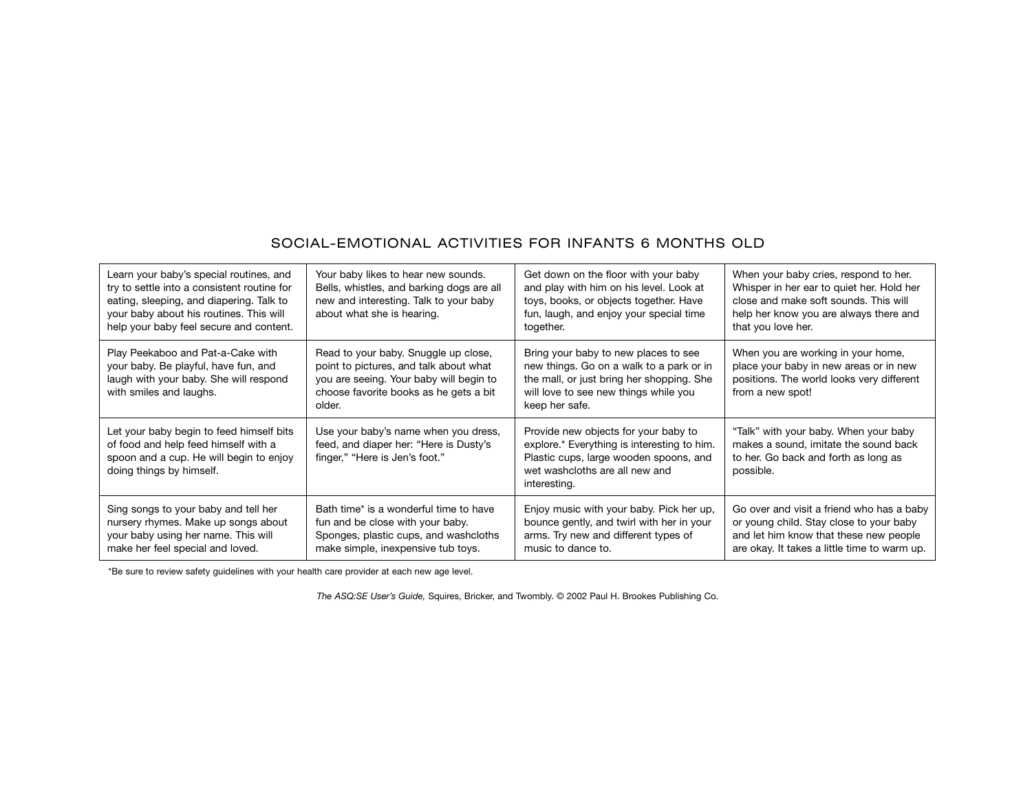## SOCIAL-EMOTIONAL ACTIVITIES FOR INFANTS 6 MONTHS OLD

| | | | |
|---|---|---|---|
| Learn your baby's special routines, and try to settle into a consistent routine for eating, sleeping, and diapering. Talk to your baby about his routines. This will help your baby feel secure and content. | Your baby likes to hear new sounds. Bells, whistles, and barking dogs are all new and interesting. Talk to your baby about what she is hearing. | Get down on the floor with your baby and play with him on his level. Look at toys, books, or objects together. Have fun, laugh, and enjoy your special time together. | When your baby cries, respond to her. Whisper in her ear to quiet her. Hold her close and make soft sounds. This will help her know you are always there and that you love her. |
| Play Peekaboo and Pat-a-Cake with your baby. Be playful, have fun, and laugh with your baby. She will respond with smiles and laughs. | Read to your baby. Snuggle up close, point to pictures, and talk about what you are seeing. Your baby will begin to choose favorite books as he gets a bit older. | Bring your baby to new places to see new things. Go on a walk to a park or in the mall, or just bring her shopping. She will love to see new things while you keep her safe. | When you are working in your home, place your baby in new areas or in new positions. The world looks very different from a new spot! |
| Let your baby begin to feed himself bits of food and help feed himself with a spoon and a cup. He will begin to enjoy doing things by himself. | Use your baby's name when you dress, feed, and diaper her: "Here is Dusty's finger," "Here is Jen's foot." | Provide new objects for your baby to explore.* Everything is interesting to him. Plastic cups, large wooden spoons, and wet washcloths are all new and interesting. | "Talk" with your baby. When your baby makes a sound, imitate the sound back to her. Go back and forth as long as possible. |
| Sing songs to your baby and tell her nursery rhymes. Make up songs about your baby using her name. This will make her feel special and loved. | Bath time* is a wonderful time to have fun and be close with your baby. Sponges, plastic cups, and washcloths make simple, inexpensive tub toys. | Enjoy music with your baby. Pick her up, bounce gently, and twirl with her in your arms. Try new and different types of music to dance to. | Go over and visit a friend who has a baby or young child. Stay close to your baby and let him know that these new people are okay. It takes a little time to warm up. |

*Be sure to review safety guidelines with your health care provider at each new age level.

*The ASQ:SE User's Guide,* Squires, Bricker, and Twombly. © 2002 Paul H. Brookes Publishing Co.